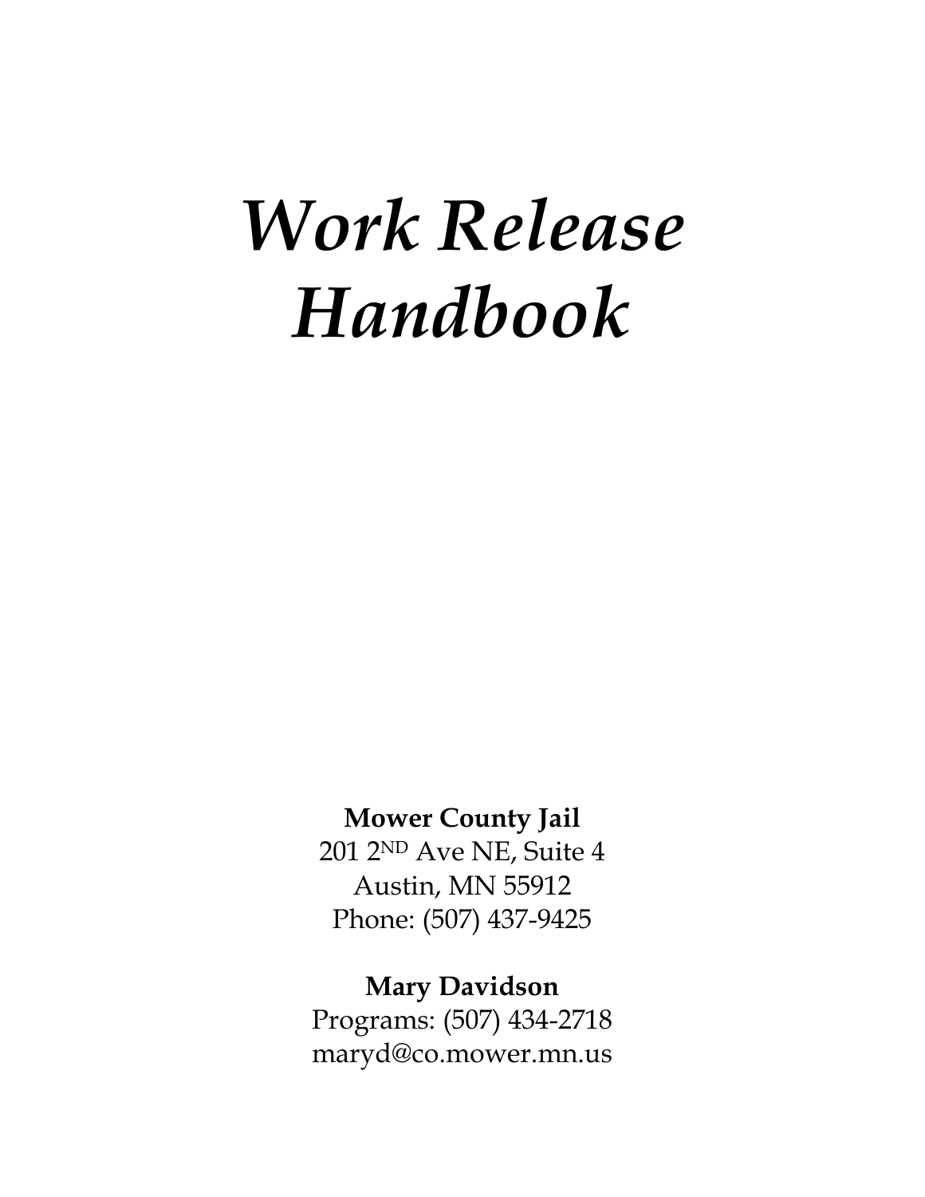# *Work Release Handbook*

**Mower County Jail**
201 2ND Ave NE, Suite 4
Austin, MN 55912
Phone: (507) 437-9425

**Mary Davidson**
Programs: (507) 434-2718
maryd@co.mower.mn.us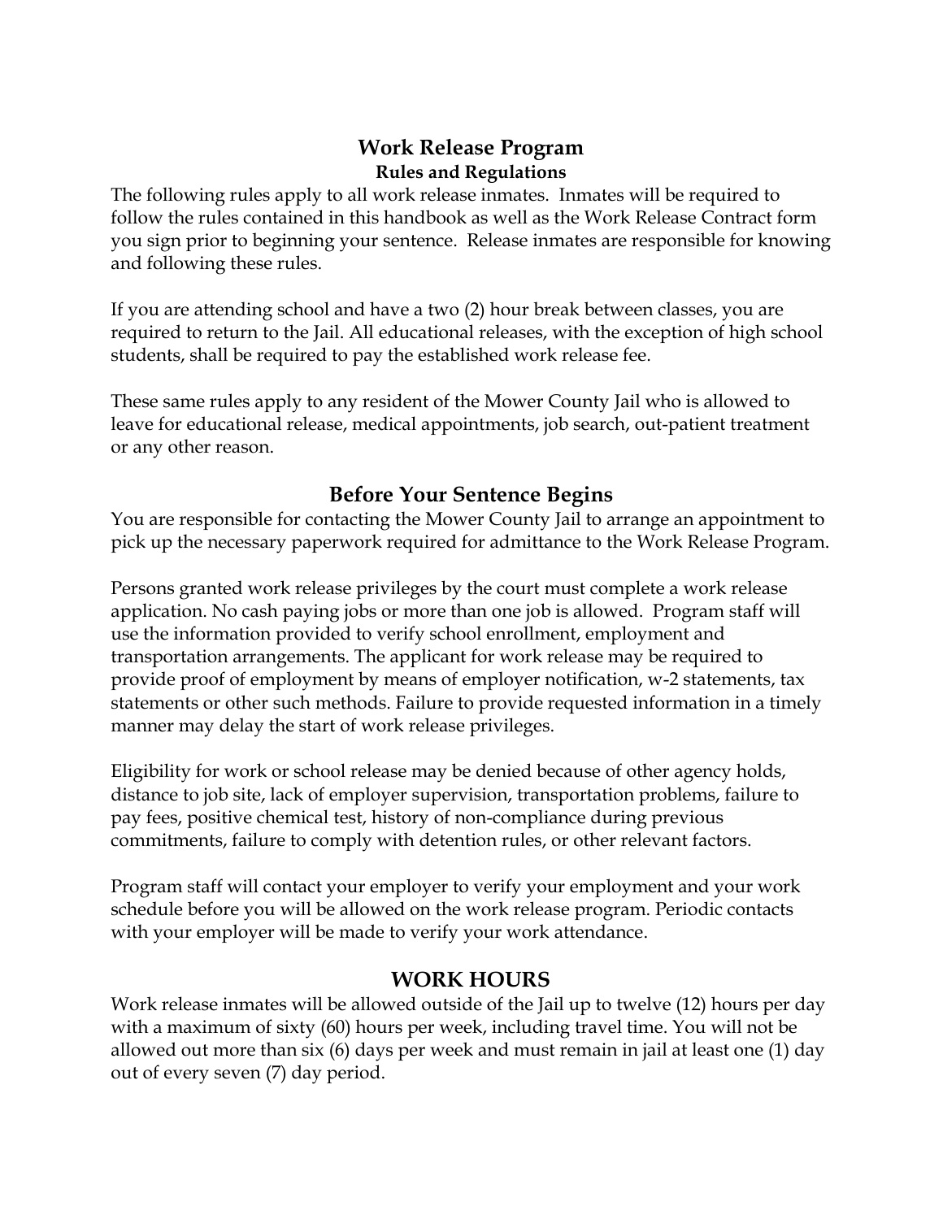# Work Release Program

## Rules and Regulations

The following rules apply to all work release inmates. Inmates will be required to follow the rules contained in this handbook as well as the Work Release Contract form you sign prior to beginning your sentence. Release inmates are responsible for knowing and following these rules.

If you are attending school and have a two (2) hour break between classes, you are required to return to the Jail. All educational releases, with the exception of high school students, shall be required to pay the established work release fee.

These same rules apply to any resident of the Mower County Jail who is allowed to leave for educational release, medical appointments, job search, out-patient treatment or any other reason.

## Before Your Sentence Begins

You are responsible for contacting the Mower County Jail to arrange an appointment to pick up the necessary paperwork required for admittance to the Work Release Program.

Persons granted work release privileges by the court must complete a work release application. No cash paying jobs or more than one job is allowed. Program staff will use the information provided to verify school enrollment, employment and transportation arrangements. The applicant for work release may be required to provide proof of employment by means of employer notification, w-2 statements, tax statements or other such methods. Failure to provide requested information in a timely manner may delay the start of work release privileges.

Eligibility for work or school release may be denied because of other agency holds, distance to job site, lack of employer supervision, transportation problems, failure to pay fees, positive chemical test, history of non-compliance during previous commitments, failure to comply with detention rules, or other relevant factors.

Program staff will contact your employer to verify your employment and your work schedule before you will be allowed on the work release program. Periodic contacts with your employer will be made to verify your work attendance.

## WORK HOURS

Work release inmates will be allowed outside of the Jail up to twelve (12) hours per day with a maximum of sixty (60) hours per week, including travel time. You will not be allowed out more than six (6) days per week and must remain in jail at least one (1) day out of every seven (7) day period.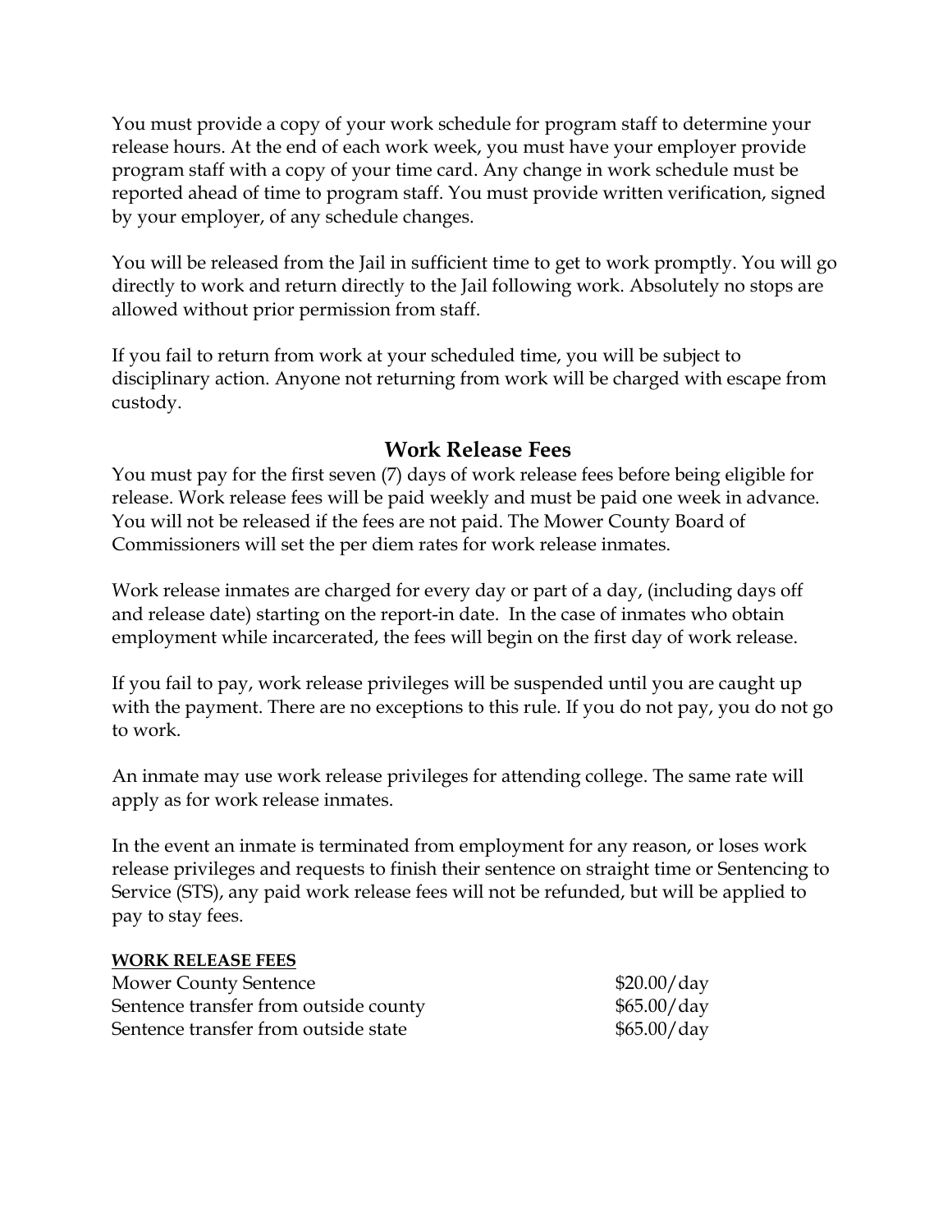You must provide a copy of your work schedule for program staff to determine your release hours. At the end of each work week, you must have your employer provide program staff with a copy of your time card. Any change in work schedule must be reported ahead of time to program staff. You must provide written verification, signed by your employer, of any schedule changes.

You will be released from the Jail in sufficient time to get to work promptly. You will go directly to work and return directly to the Jail following work. Absolutely no stops are allowed without prior permission from staff.

If you fail to return from work at your scheduled time, you will be subject to disciplinary action. Anyone not returning from work will be charged with escape from custody.

## Work Release Fees

You must pay for the first seven (7) days of work release fees before being eligible for release. Work release fees will be paid weekly and must be paid one week in advance. You will not be released if the fees are not paid. The Mower County Board of Commissioners will set the per diem rates for work release inmates.

Work release inmates are charged for every day or part of a day, (including days off and release date) starting on the report-in date. In the case of inmates who obtain employment while incarcerated, the fees will begin on the first day of work release.

If you fail to pay, work release privileges will be suspended until you are caught up with the payment. There are no exceptions to this rule. If you do not pay, you do not go to work.

An inmate may use work release privileges for attending college. The same rate will apply as for work release inmates.

In the event an inmate is terminated from employment for any reason, or loses work release privileges and requests to finish their sentence on straight time or Sentencing to Service (STS), any paid work release fees will not be refunded, but will be applied to pay to stay fees.

**WORK RELEASE FEES**

| | |
|---|---|
| Mower County Sentence | $20.00/day |
| Sentence transfer from outside county | $65.00/day |
| Sentence transfer from outside state | $65.00/day |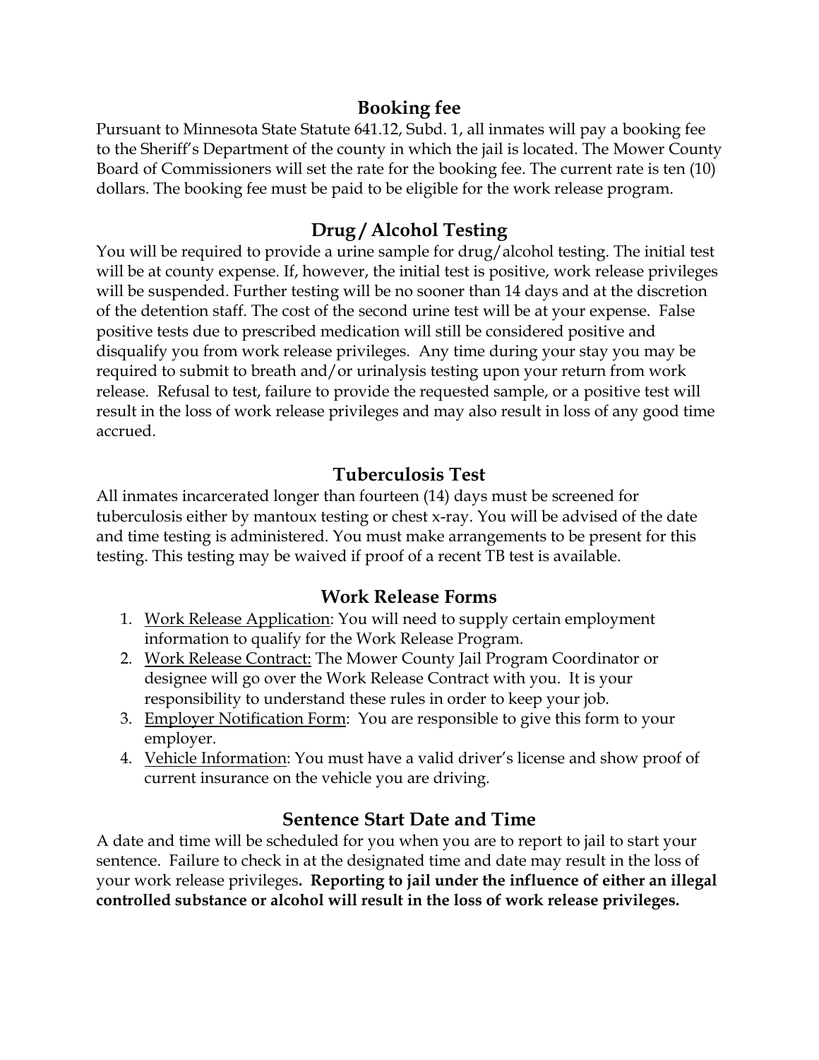## Booking fee

Pursuant to Minnesota State Statute 641.12, Subd. 1, all inmates will pay a booking fee to the Sheriff's Department of the county in which the jail is located. The Mower County Board of Commissioners will set the rate for the booking fee. The current rate is ten (10) dollars. The booking fee must be paid to be eligible for the work release program.

## Drug / Alcohol Testing

You will be required to provide a urine sample for drug/alcohol testing. The initial test will be at county expense. If, however, the initial test is positive, work release privileges will be suspended. Further testing will be no sooner than 14 days and at the discretion of the detention staff. The cost of the second urine test will be at your expense. False positive tests due to prescribed medication will still be considered positive and disqualify you from work release privileges. Any time during your stay you may be required to submit to breath and/or urinalysis testing upon your return from work release. Refusal to test, failure to provide the requested sample, or a positive test will result in the loss of work release privileges and may also result in loss of any good time accrued.

## Tuberculosis Test

All inmates incarcerated longer than fourteen (14) days must be screened for tuberculosis either by mantoux testing or chest x-ray. You will be advised of the date and time testing is administered. You must make arrangements to be present for this testing. This testing may be waived if proof of a recent TB test is available.

## Work Release Forms

1. Work Release Application: You will need to supply certain employment information to qualify for the Work Release Program.
2. Work Release Contract: The Mower County Jail Program Coordinator or designee will go over the Work Release Contract with you. It is your responsibility to understand these rules in order to keep your job.
3. Employer Notification Form: You are responsible to give this form to your employer.
4. Vehicle Information: You must have a valid driver's license and show proof of current insurance on the vehicle you are driving.

## Sentence Start Date and Time

A date and time will be scheduled for you when you are to report to jail to start your sentence. Failure to check in at the designated time and date may result in the loss of your work release privileges**. Reporting to jail under the influence of either an illegal controlled substance or alcohol will result in the loss of work release privileges.**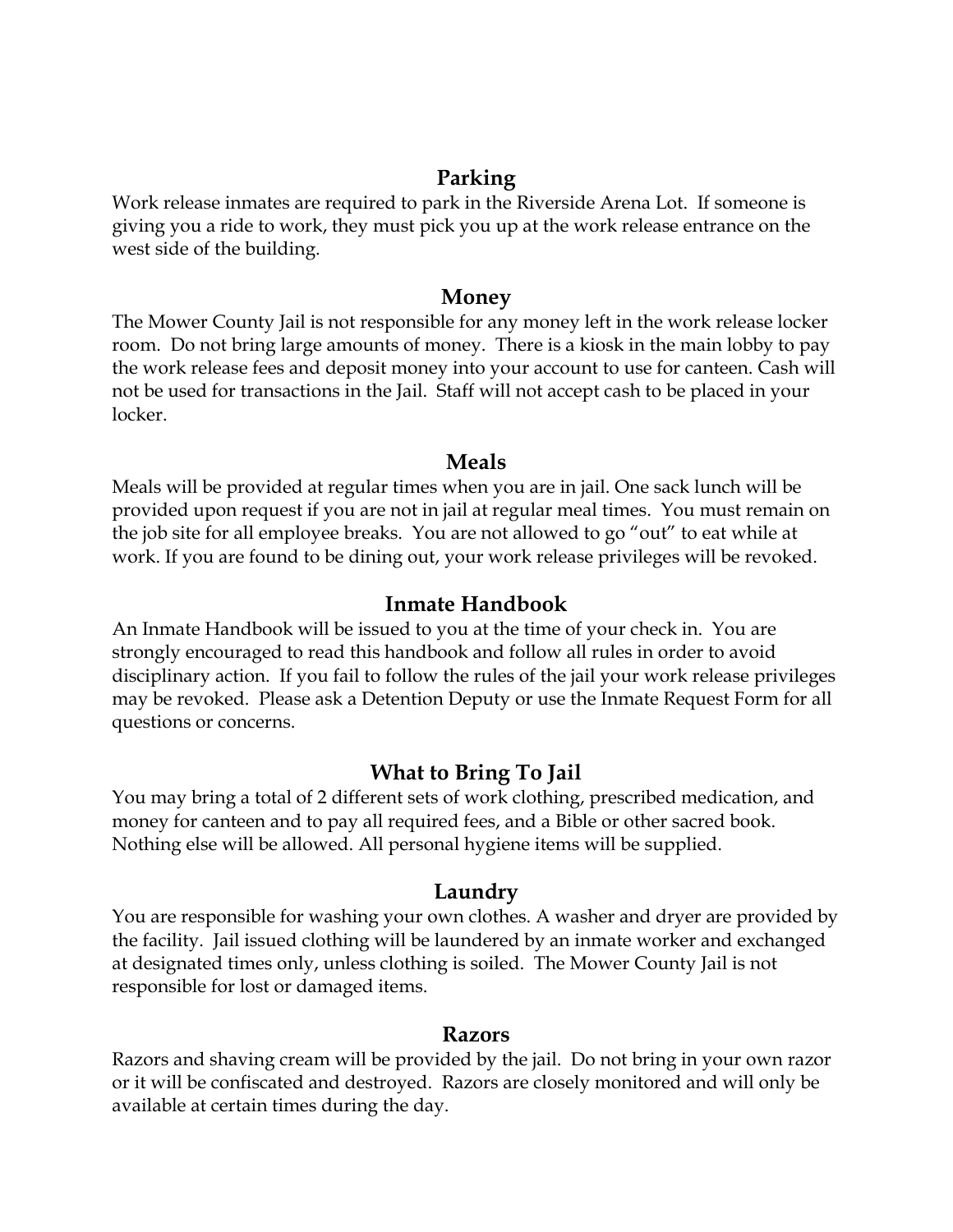## Parking

Work release inmates are required to park in the Riverside Arena Lot. If someone is giving you a ride to work, they must pick you up at the work release entrance on the west side of the building.

## Money

The Mower County Jail is not responsible for any money left in the work release locker room. Do not bring large amounts of money. There is a kiosk in the main lobby to pay the work release fees and deposit money into your account to use for canteen. Cash will not be used for transactions in the Jail. Staff will not accept cash to be placed in your locker.

## Meals

Meals will be provided at regular times when you are in jail. One sack lunch will be provided upon request if you are not in jail at regular meal times. You must remain on the job site for all employee breaks. You are not allowed to go "out" to eat while at work. If you are found to be dining out, your work release privileges will be revoked.

## Inmate Handbook

An Inmate Handbook will be issued to you at the time of your check in. You are strongly encouraged to read this handbook and follow all rules in order to avoid disciplinary action. If you fail to follow the rules of the jail your work release privileges may be revoked. Please ask a Detention Deputy or use the Inmate Request Form for all questions or concerns.

## What to Bring To Jail

You may bring a total of 2 different sets of work clothing, prescribed medication, and money for canteen and to pay all required fees, and a Bible or other sacred book. Nothing else will be allowed. All personal hygiene items will be supplied.

## Laundry

You are responsible for washing your own clothes. A washer and dryer are provided by the facility. Jail issued clothing will be laundered by an inmate worker and exchanged at designated times only, unless clothing is soiled. The Mower County Jail is not responsible for lost or damaged items.

## Razors

Razors and shaving cream will be provided by the jail. Do not bring in your own razor or it will be confiscated and destroyed. Razors are closely monitored and will only be available at certain times during the day.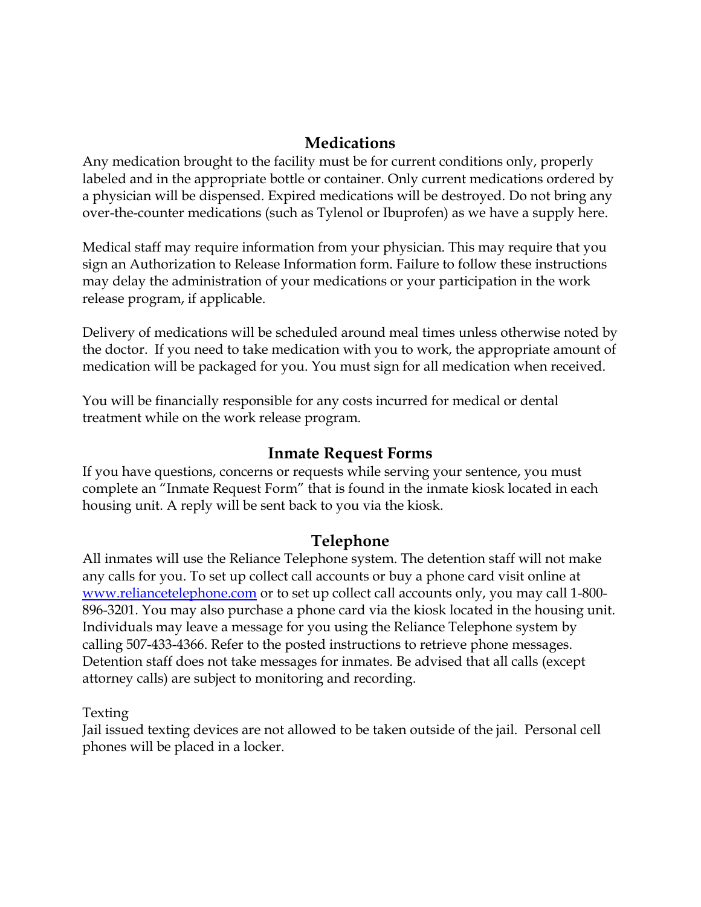## Medications

Any medication brought to the facility must be for current conditions only, properly labeled and in the appropriate bottle or container. Only current medications ordered by a physician will be dispensed. Expired medications will be destroyed. Do not bring any over-the-counter medications (such as Tylenol or Ibuprofen) as we have a supply here.

Medical staff may require information from your physician. This may require that you sign an Authorization to Release Information form. Failure to follow these instructions may delay the administration of your medications or your participation in the work release program, if applicable.

Delivery of medications will be scheduled around meal times unless otherwise noted by the doctor. If you need to take medication with you to work, the appropriate amount of medication will be packaged for you. You must sign for all medication when received.

You will be financially responsible for any costs incurred for medical or dental treatment while on the work release program.

## Inmate Request Forms

If you have questions, concerns or requests while serving your sentence, you must complete an "Inmate Request Form" that is found in the inmate kiosk located in each housing unit. A reply will be sent back to you via the kiosk.

## Telephone

All inmates will use the Reliance Telephone system. The detention staff will not make any calls for you. To set up collect call accounts or buy a phone card visit online at [www.reliancetelephone.com](http://www.reliancetelephone.com) or to set up collect call accounts only, you may call 1-800-896-3201. You may also purchase a phone card via the kiosk located in the housing unit. Individuals may leave a message for you using the Reliance Telephone system by calling 507-433-4366. Refer to the posted instructions to retrieve phone messages. Detention staff does not take messages for inmates. Be advised that all calls (except attorney calls) are subject to monitoring and recording.

Texting

Jail issued texting devices are not allowed to be taken outside of the jail. Personal cell phones will be placed in a locker.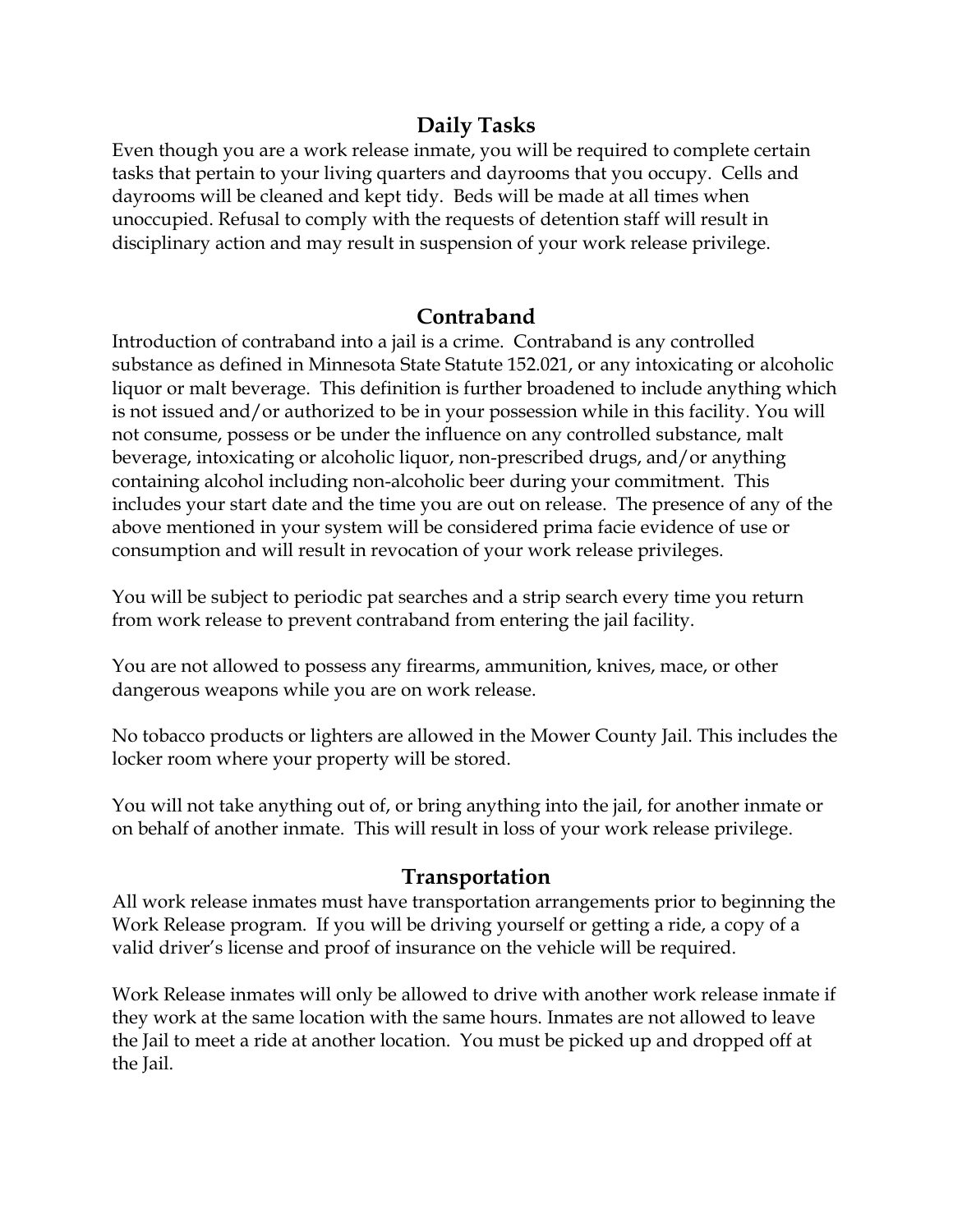## Daily Tasks

Even though you are a work release inmate, you will be required to complete certain tasks that pertain to your living quarters and dayrooms that you occupy. Cells and dayrooms will be cleaned and kept tidy. Beds will be made at all times when unoccupied. Refusal to comply with the requests of detention staff will result in disciplinary action and may result in suspension of your work release privilege.

## Contraband

Introduction of contraband into a jail is a crime. Contraband is any controlled substance as defined in Minnesota State Statute 152.021, or any intoxicating or alcoholic liquor or malt beverage. This definition is further broadened to include anything which is not issued and/or authorized to be in your possession while in this facility. You will not consume, possess or be under the influence on any controlled substance, malt beverage, intoxicating or alcoholic liquor, non-prescribed drugs, and/or anything containing alcohol including non-alcoholic beer during your commitment. This includes your start date and the time you are out on release. The presence of any of the above mentioned in your system will be considered prima facie evidence of use or consumption and will result in revocation of your work release privileges.

You will be subject to periodic pat searches and a strip search every time you return from work release to prevent contraband from entering the jail facility.

You are not allowed to possess any firearms, ammunition, knives, mace, or other dangerous weapons while you are on work release.

No tobacco products or lighters are allowed in the Mower County Jail. This includes the locker room where your property will be stored.

You will not take anything out of, or bring anything into the jail, for another inmate or on behalf of another inmate. This will result in loss of your work release privilege.

## Transportation

All work release inmates must have transportation arrangements prior to beginning the Work Release program. If you will be driving yourself or getting a ride, a copy of a valid driver's license and proof of insurance on the vehicle will be required.

Work Release inmates will only be allowed to drive with another work release inmate if they work at the same location with the same hours. Inmates are not allowed to leave the Jail to meet a ride at another location. You must be picked up and dropped off at the Jail.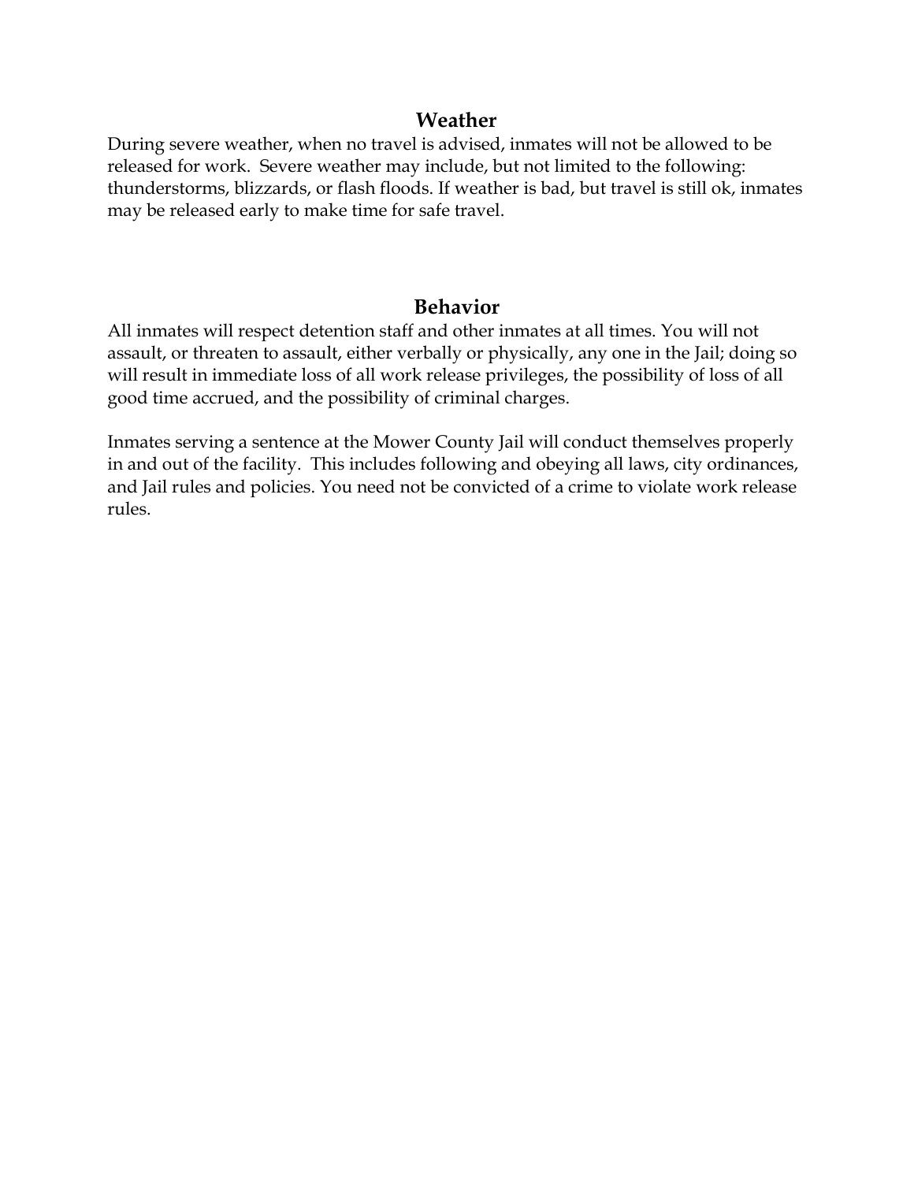## Weather

During severe weather, when no travel is advised, inmates will not be allowed to be released for work. Severe weather may include, but not limited to the following: thunderstorms, blizzards, or flash floods. If weather is bad, but travel is still ok, inmates may be released early to make time for safe travel.

## Behavior

All inmates will respect detention staff and other inmates at all times. You will not assault, or threaten to assault, either verbally or physically, any one in the Jail; doing so will result in immediate loss of all work release privileges, the possibility of loss of all good time accrued, and the possibility of criminal charges.

Inmates serving a sentence at the Mower County Jail will conduct themselves properly in and out of the facility. This includes following and obeying all laws, city ordinances, and Jail rules and policies. You need not be convicted of a crime to violate work release rules.